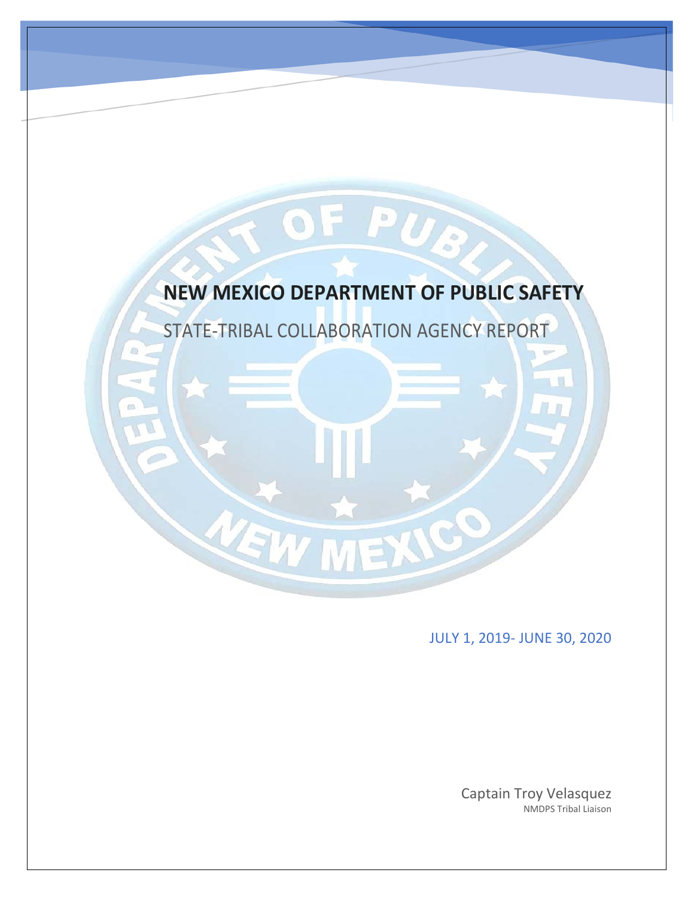# NEW MEXICO DEPARTMENT OF PUBLIC SAFETY

## STATE-TRIBAL COLLABORATION AGENCY REPORT

JULY 1, 2019- JUNE 30, 2020

Captain Troy Velasquez
NMDPS Tribal Liaison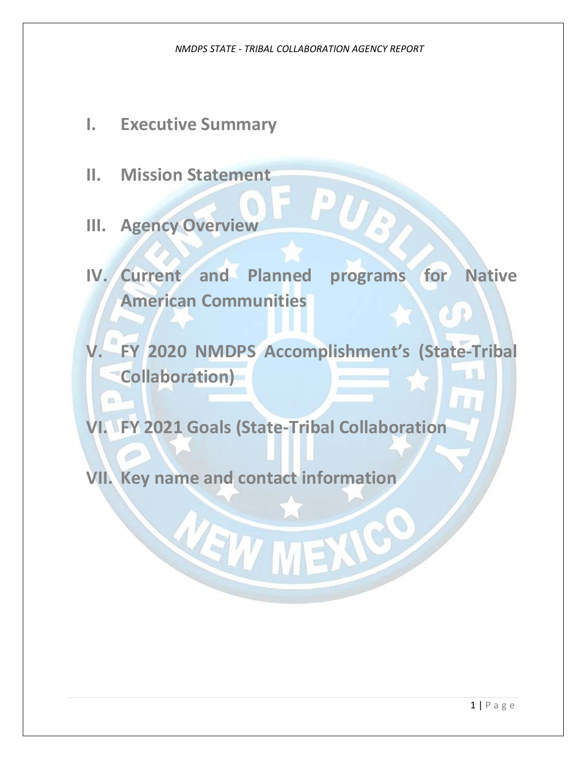- I. Executive Summary
- II. Mission Statement
- III. Agency Overview
- IV. Current and Planned programs for Native American Communities
- V. FY 2020 NMDPS Accomplishment's (State-Tribal Collaboration)
- VI. FY 2021 Goals (State-Tribal Collaboration
- VII. Key name and contact information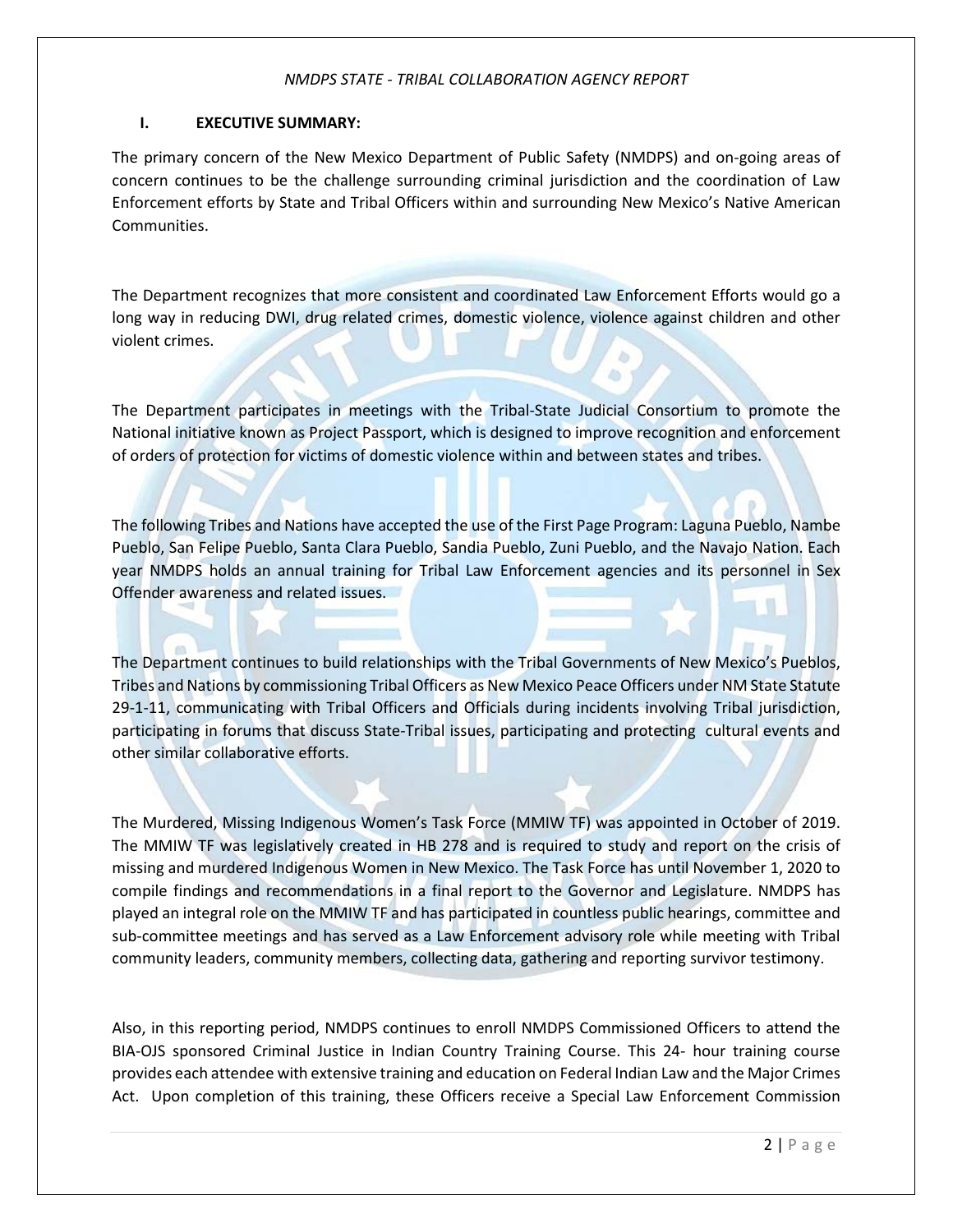## I. EXECUTIVE SUMMARY:

The primary concern of the New Mexico Department of Public Safety (NMDPS) and on-going areas of concern continues to be the challenge surrounding criminal jurisdiction and the coordination of Law Enforcement efforts by State and Tribal Officers within and surrounding New Mexico's Native American Communities.

The Department recognizes that more consistent and coordinated Law Enforcement Efforts would go a long way in reducing DWI, drug related crimes, domestic violence, violence against children and other violent crimes.

The Department participates in meetings with the Tribal-State Judicial Consortium to promote the National initiative known as Project Passport, which is designed to improve recognition and enforcement of orders of protection for victims of domestic violence within and between states and tribes.

The following Tribes and Nations have accepted the use of the First Page Program: Laguna Pueblo, Nambe Pueblo, San Felipe Pueblo, Santa Clara Pueblo, Sandia Pueblo, Zuni Pueblo, and the Navajo Nation. Each year NMDPS holds an annual training for Tribal Law Enforcement agencies and its personnel in Sex Offender awareness and related issues.

The Department continues to build relationships with the Tribal Governments of New Mexico's Pueblos, Tribes and Nations by commissioning Tribal Officers as New Mexico Peace Officers under NM State Statute 29-1-11, communicating with Tribal Officers and Officials during incidents involving Tribal jurisdiction, participating in forums that discuss State-Tribal issues, participating and protecting cultural events and other similar collaborative efforts.

The Murdered, Missing Indigenous Women's Task Force (MMIW TF) was appointed in October of 2019. The MMIW TF was legislatively created in HB 278 and is required to study and report on the crisis of missing and murdered Indigenous Women in New Mexico. The Task Force has until November 1, 2020 to compile findings and recommendations in a final report to the Governor and Legislature. NMDPS has played an integral role on the MMIW TF and has participated in countless public hearings, committee and sub-committee meetings and has served as a Law Enforcement advisory role while meeting with Tribal community leaders, community members, collecting data, gathering and reporting survivor testimony.

Also, in this reporting period, NMDPS continues to enroll NMDPS Commissioned Officers to attend the BIA-OJS sponsored Criminal Justice in Indian Country Training Course. This 24- hour training course provides each attendee with extensive training and education on Federal Indian Law and the Major Crimes Act. Upon completion of this training, these Officers receive a Special Law Enforcement Commission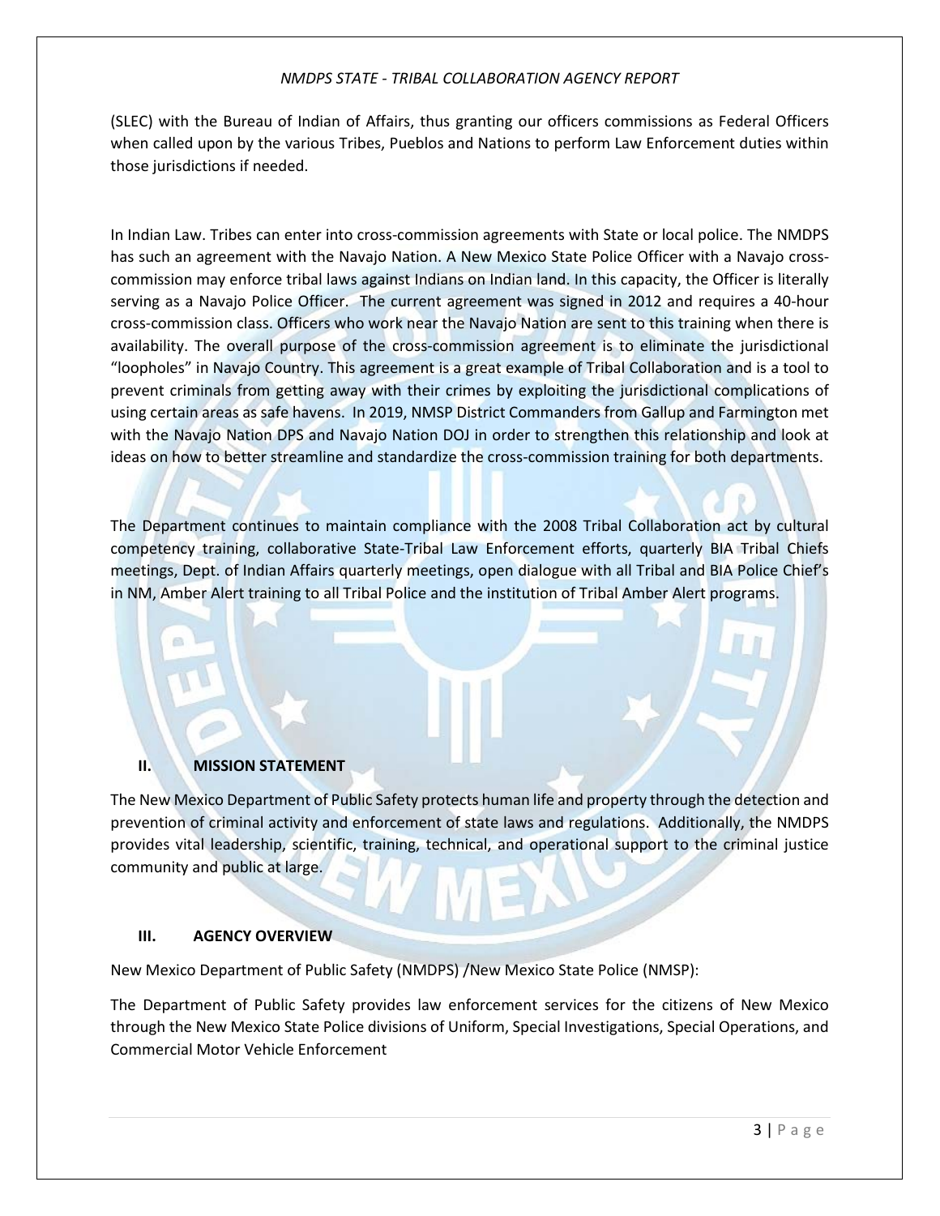(SLEC) with the Bureau of Indian of Affairs, thus granting our officers commissions as Federal Officers when called upon by the various Tribes, Pueblos and Nations to perform Law Enforcement duties within those jurisdictions if needed.

In Indian Law. Tribes can enter into cross-commission agreements with State or local police. The NMDPS has such an agreement with the Navajo Nation. A New Mexico State Police Officer with a Navajo cross-commission may enforce tribal laws against Indians on Indian land. In this capacity, the Officer is literally serving as a Navajo Police Officer. The current agreement was signed in 2012 and requires a 40-hour cross-commission class. Officers who work near the Navajo Nation are sent to this training when there is availability. The overall purpose of the cross-commission agreement is to eliminate the jurisdictional "loopholes" in Navajo Country. This agreement is a great example of Tribal Collaboration and is a tool to prevent criminals from getting away with their crimes by exploiting the jurisdictional complications of using certain areas as safe havens. In 2019, NMSP District Commanders from Gallup and Farmington met with the Navajo Nation DPS and Navajo Nation DOJ in order to strengthen this relationship and look at ideas on how to better streamline and standardize the cross-commission training for both departments.

The Department continues to maintain compliance with the 2008 Tribal Collaboration act by cultural competency training, collaborative State-Tribal Law Enforcement efforts, quarterly BIA Tribal Chiefs meetings, Dept. of Indian Affairs quarterly meetings, open dialogue with all Tribal and BIA Police Chief's in NM, Amber Alert training to all Tribal Police and the institution of Tribal Amber Alert programs.

## II. MISSION STATEMENT

The New Mexico Department of Public Safety protects human life and property through the detection and prevention of criminal activity and enforcement of state laws and regulations. Additionally, the NMDPS provides vital leadership, scientific, training, technical, and operational support to the criminal justice community and public at large.

## III. AGENCY OVERVIEW

New Mexico Department of Public Safety (NMDPS) /New Mexico State Police (NMSP):

The Department of Public Safety provides law enforcement services for the citizens of New Mexico through the New Mexico State Police divisions of Uniform, Special Investigations, Special Operations, and Commercial Motor Vehicle Enforcement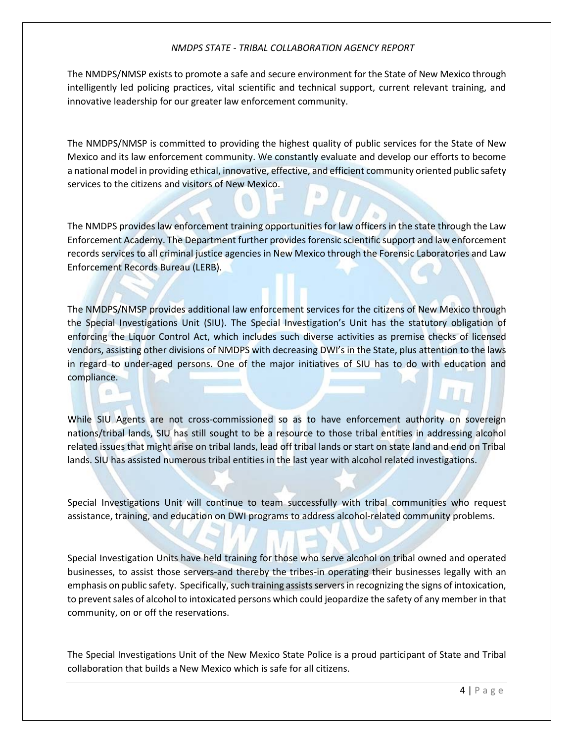The NMDPS/NMSP exists to promote a safe and secure environment for the State of New Mexico through intelligently led policing practices, vital scientific and technical support, current relevant training, and innovative leadership for our greater law enforcement community.

The NMDPS/NMSP is committed to providing the highest quality of public services for the State of New Mexico and its law enforcement community. We constantly evaluate and develop our efforts to become a national model in providing ethical, innovative, effective, and efficient community oriented public safety services to the citizens and visitors of New Mexico.

The NMDPS provides law enforcement training opportunities for law officers in the state through the Law Enforcement Academy. The Department further provides forensic scientific support and law enforcement records services to all criminal justice agencies in New Mexico through the Forensic Laboratories and Law Enforcement Records Bureau (LERB).

The NMDPS/NMSP provides additional law enforcement services for the citizens of New Mexico through the Special Investigations Unit (SIU). The Special Investigation's Unit has the statutory obligation of enforcing the Liquor Control Act, which includes such diverse activities as premise checks of licensed vendors, assisting other divisions of NMDPS with decreasing DWI's in the State, plus attention to the laws in regard to under-aged persons. One of the major initiatives of SIU has to do with education and compliance.

While SIU Agents are not cross-commissioned so as to have enforcement authority on sovereign nations/tribal lands, SIU has still sought to be a resource to those tribal entities in addressing alcohol related issues that might arise on tribal lands, lead off tribal lands or start on state land and end on Tribal lands. SIU has assisted numerous tribal entities in the last year with alcohol related investigations.

Special Investigations Unit will continue to team successfully with tribal communities who request assistance, training, and education on DWI programs to address alcohol-related community problems.

Special Investigation Units have held training for those who serve alcohol on tribal owned and operated businesses, to assist those servers-and thereby the tribes-in operating their businesses legally with an emphasis on public safety. Specifically, such training assists servers in recognizing the signs of intoxication, to prevent sales of alcohol to intoxicated persons which could jeopardize the safety of any member in that community, on or off the reservations.

The Special Investigations Unit of the New Mexico State Police is a proud participant of State and Tribal collaboration that builds a New Mexico which is safe for all citizens.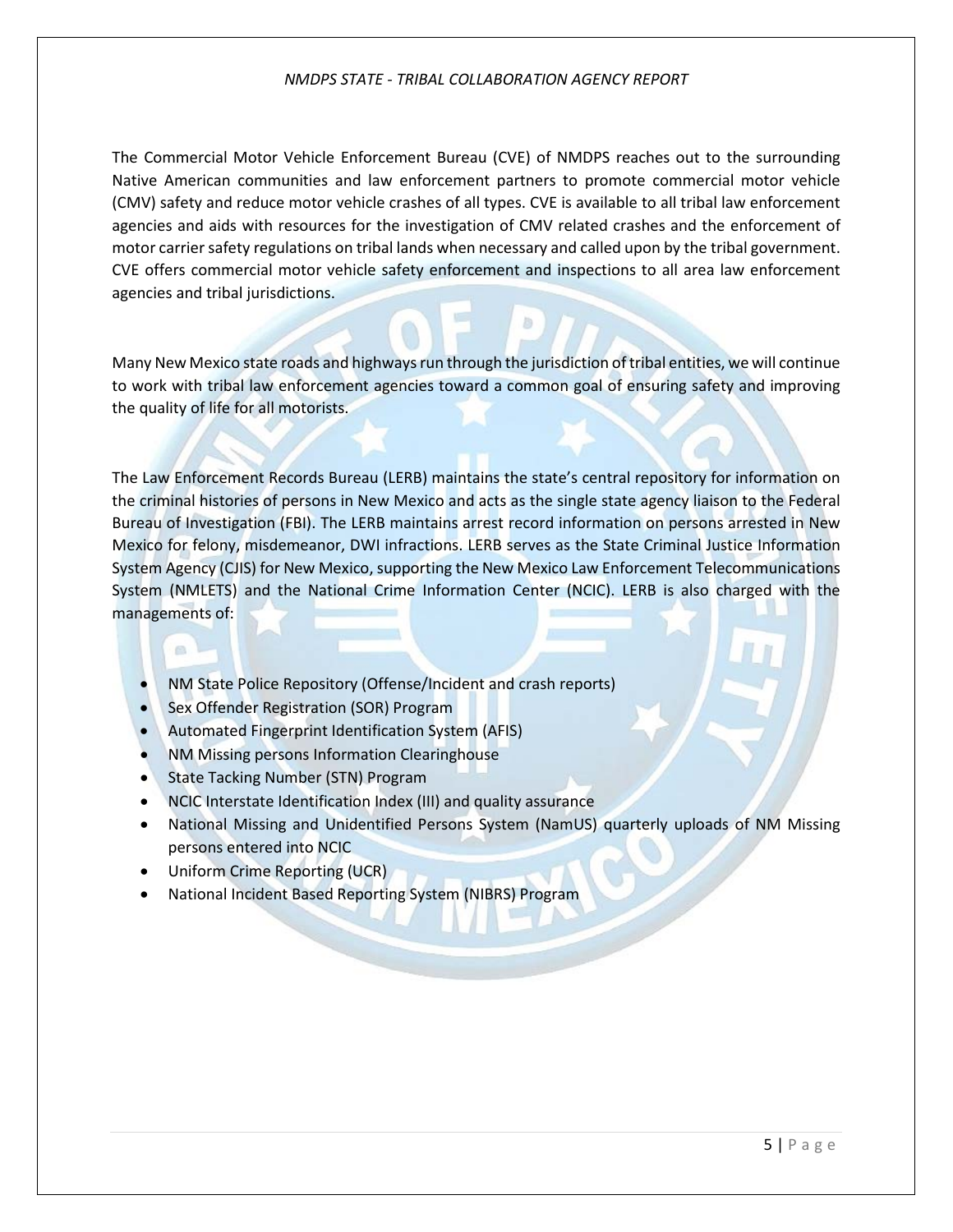The Commercial Motor Vehicle Enforcement Bureau (CVE) of NMDPS reaches out to the surrounding Native American communities and law enforcement partners to promote commercial motor vehicle (CMV) safety and reduce motor vehicle crashes of all types. CVE is available to all tribal law enforcement agencies and aids with resources for the investigation of CMV related crashes and the enforcement of motor carrier safety regulations on tribal lands when necessary and called upon by the tribal government. CVE offers commercial motor vehicle safety enforcement and inspections to all area law enforcement agencies and tribal jurisdictions.

Many New Mexico state roads and highways run through the jurisdiction of tribal entities, we will continue to work with tribal law enforcement agencies toward a common goal of ensuring safety and improving the quality of life for all motorists.

The Law Enforcement Records Bureau (LERB) maintains the state's central repository for information on the criminal histories of persons in New Mexico and acts as the single state agency liaison to the Federal Bureau of Investigation (FBI). The LERB maintains arrest record information on persons arrested in New Mexico for felony, misdemeanor, DWI infractions. LERB serves as the State Criminal Justice Information System Agency (CJIS) for New Mexico, supporting the New Mexico Law Enforcement Telecommunications System (NMLETS) and the National Crime Information Center (NCIC). LERB is also charged with the managements of:

- NM State Police Repository (Offense/Incident and crash reports)
- Sex Offender Registration (SOR) Program
- Automated Fingerprint Identification System (AFIS)
- NM Missing persons Information Clearinghouse
- State Tacking Number (STN) Program
- NCIC Interstate Identification Index (III) and quality assurance
- National Missing and Unidentified Persons System (NamUS) quarterly uploads of NM Missing persons entered into NCIC
- Uniform Crime Reporting (UCR)
- National Incident Based Reporting System (NIBRS) Program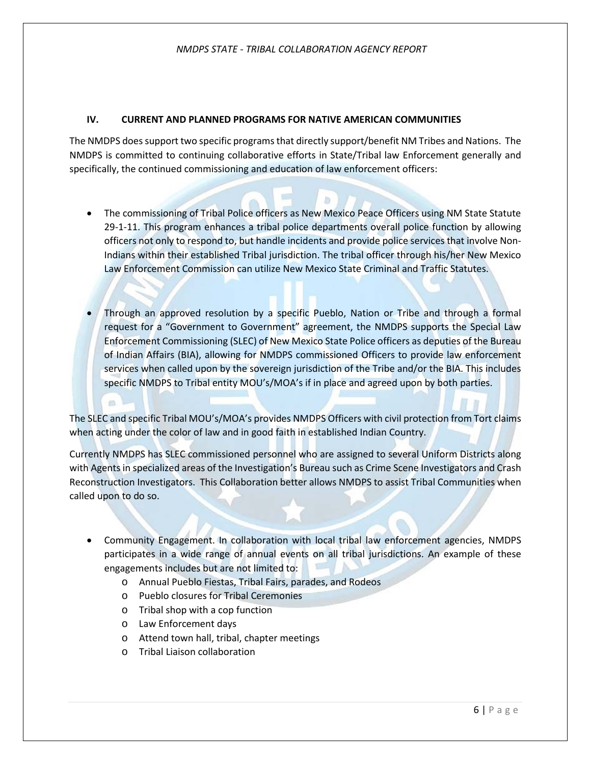## IV. CURRENT AND PLANNED PROGRAMS FOR NATIVE AMERICAN COMMUNITIES

The NMDPS does support two specific programs that directly support/benefit NM Tribes and Nations. The NMDPS is committed to continuing collaborative efforts in State/Tribal law Enforcement generally and specifically, the continued commissioning and education of law enforcement officers:

- The commissioning of Tribal Police officers as New Mexico Peace Officers using NM State Statute 29-1-11. This program enhances a tribal police departments overall police function by allowing officers not only to respond to, but handle incidents and provide police services that involve Non-Indians within their established Tribal jurisdiction. The tribal officer through his/her New Mexico Law Enforcement Commission can utilize New Mexico State Criminal and Traffic Statutes.

- Through an approved resolution by a specific Pueblo, Nation or Tribe and through a formal request for a "Government to Government" agreement, the NMDPS supports the Special Law Enforcement Commissioning (SLEC) of New Mexico State Police officers as deputies of the Bureau of Indian Affairs (BIA), allowing for NMDPS commissioned Officers to provide law enforcement services when called upon by the sovereign jurisdiction of the Tribe and/or the BIA. This includes specific NMDPS to Tribal entity MOU's/MOA's if in place and agreed upon by both parties.

The SLEC and specific Tribal MOU's/MOA's provides NMDPS Officers with civil protection from Tort claims when acting under the color of law and in good faith in established Indian Country.

Currently NMDPS has SLEC commissioned personnel who are assigned to several Uniform Districts along with Agents in specialized areas of the Investigation's Bureau such as Crime Scene Investigators and Crash Reconstruction Investigators. This Collaboration better allows NMDPS to assist Tribal Communities when called upon to do so.

- Community Engagement. In collaboration with local tribal law enforcement agencies, NMDPS participates in a wide range of annual events on all tribal jurisdictions. An example of these engagements includes but are not limited to:
  - Annual Pueblo Fiestas, Tribal Fairs, parades, and Rodeos
  - Pueblo closures for Tribal Ceremonies
  - Tribal shop with a cop function
  - Law Enforcement days
  - Attend town hall, tribal, chapter meetings
  - Tribal Liaison collaboration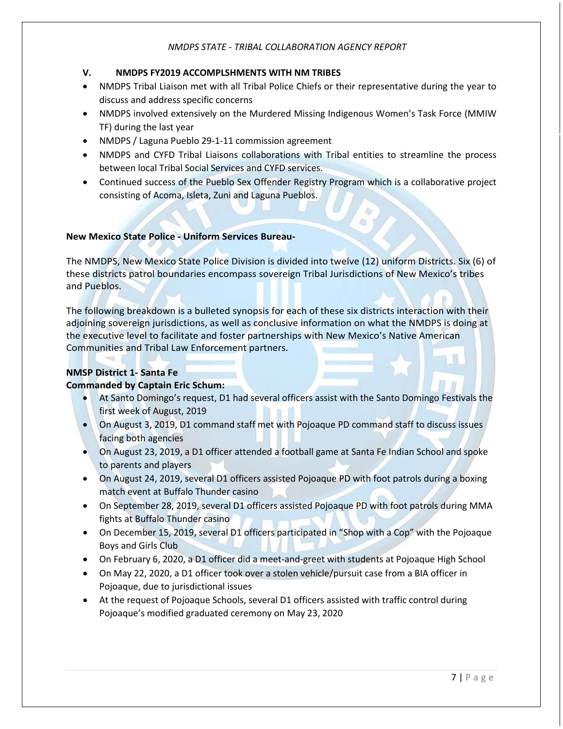## V. NMDPS FY2019 ACCOMPLSHMENTS WITH NM TRIBES

- NMDPS Tribal Liaison met with all Tribal Police Chiefs or their representative during the year to discuss and address specific concerns
- NMDPS involved extensively on the Murdered Missing Indigenous Women's Task Force (MMIW TF) during the last year
- NMDPS / Laguna Pueblo 29-1-11 commission agreement
- NMDPS and CYFD Tribal Liaisons collaborations with Tribal entities to streamline the process between local Tribal Social Services and CYFD services.
- Continued success of the Pueblo Sex Offender Registry Program which is a collaborative project consisting of Acoma, Isleta, Zuni and Laguna Pueblos.

**New Mexico State Police - Uniform Services Bureau-**

The NMDPS, New Mexico State Police Division is divided into twelve (12) uniform Districts. Six (6) of these districts patrol boundaries encompass sovereign Tribal Jurisdictions of New Mexico's tribes and Pueblos.

The following breakdown is a bulleted synopsis for each of these six districts interaction with their adjoining sovereign jurisdictions, as well as conclusive information on what the NMDPS is doing at the executive level to facilitate and foster partnerships with New Mexico's Native American Communities and Tribal Law Enforcement partners.

**NMSP District 1- Santa Fe**
**Commanded by Captain Eric Schum:**

- At Santo Domingo's request, D1 had several officers assist with the Santo Domingo Festivals the first week of August, 2019
- On August 3, 2019, D1 command staff met with Pojoaque PD command staff to discuss issues facing both agencies
- On August 23, 2019, a D1 officer attended a football game at Santa Fe Indian School and spoke to parents and players
- On August 24, 2019, several D1 officers assisted Pojoaque PD with foot patrols during a boxing match event at Buffalo Thunder casino
- On September 28, 2019, several D1 officers assisted Pojoaque PD with foot patrols during MMA fights at Buffalo Thunder casino
- On December 15, 2019, several D1 officers participated in "Shop with a Cop" with the Pojoaque Boys and Girls Club
- On February 6, 2020, a D1 officer did a meet-and-greet with students at Pojoaque High School
- On May 22, 2020, a D1 officer took over a stolen vehicle/pursuit case from a BIA officer in Pojoaque, due to jurisdictional issues
- At the request of Pojoaque Schools, several D1 officers assisted with traffic control during Pojoaque's modified graduated ceremony on May 23, 2020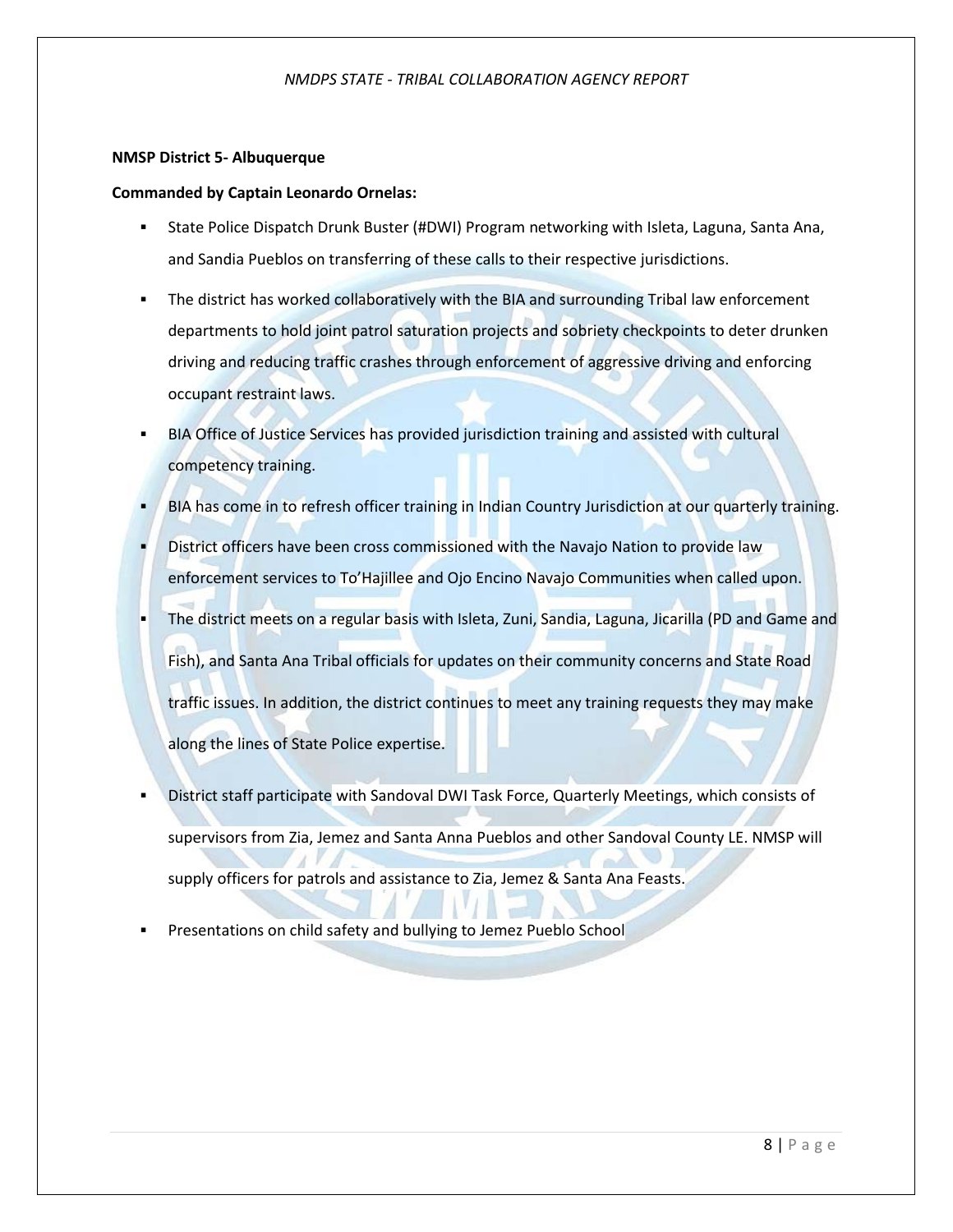**NMSP District 5- Albuquerque**

**Commanded by Captain Leonardo Ornelas:**

- State Police Dispatch Drunk Buster (#DWI) Program networking with Isleta, Laguna, Santa Ana, and Sandia Pueblos on transferring of these calls to their respective jurisdictions.
- The district has worked collaboratively with the BIA and surrounding Tribal law enforcement departments to hold joint patrol saturation projects and sobriety checkpoints to deter drunken driving and reducing traffic crashes through enforcement of aggressive driving and enforcing occupant restraint laws.
- BIA Office of Justice Services has provided jurisdiction training and assisted with cultural competency training.
- BIA has come in to refresh officer training in Indian Country Jurisdiction at our quarterly training.
- District officers have been cross commissioned with the Navajo Nation to provide law enforcement services to To'Hajillee and Ojo Encino Navajo Communities when called upon.
- The district meets on a regular basis with Isleta, Zuni, Sandia, Laguna, Jicarilla (PD and Game and Fish), and Santa Ana Tribal officials for updates on their community concerns and State Road traffic issues. In addition, the district continues to meet any training requests they may make along the lines of State Police expertise.
- District staff participate with Sandoval DWI Task Force, Quarterly Meetings, which consists of supervisors from Zia, Jemez and Santa Anna Pueblos and other Sandoval County LE. NMSP will supply officers for patrols and assistance to Zia, Jemez & Santa Ana Feasts.
- Presentations on child safety and bullying to Jemez Pueblo School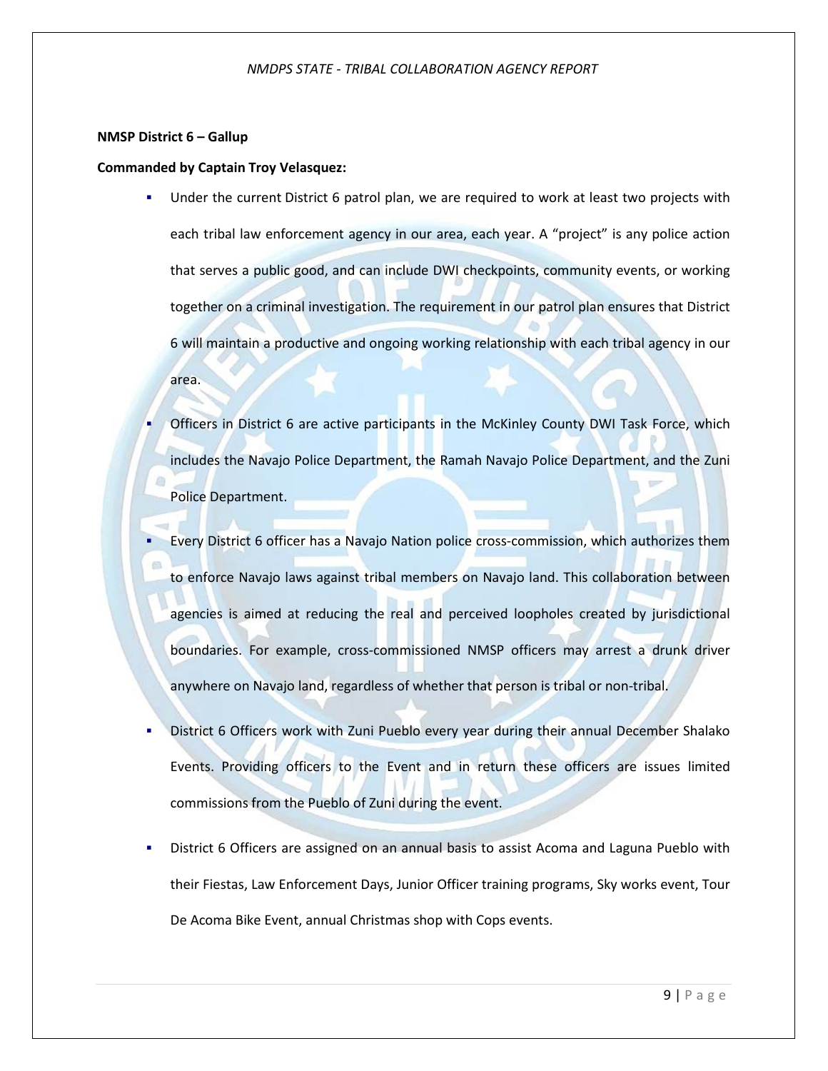**NMSP District 6 – Gallup**

**Commanded by Captain Troy Velasquez:**

- Under the current District 6 patrol plan, we are required to work at least two projects with each tribal law enforcement agency in our area, each year. A "project" is any police action that serves a public good, and can include DWI checkpoints, community events, or working together on a criminal investigation. The requirement in our patrol plan ensures that District 6 will maintain a productive and ongoing working relationship with each tribal agency in our area.
- Officers in District 6 are active participants in the McKinley County DWI Task Force, which includes the Navajo Police Department, the Ramah Navajo Police Department, and the Zuni Police Department.
- Every District 6 officer has a Navajo Nation police cross-commission, which authorizes them to enforce Navajo laws against tribal members on Navajo land. This collaboration between agencies is aimed at reducing the real and perceived loopholes created by jurisdictional boundaries. For example, cross-commissioned NMSP officers may arrest a drunk driver anywhere on Navajo land, regardless of whether that person is tribal or non-tribal.
- District 6 Officers work with Zuni Pueblo every year during their annual December Shalako Events. Providing officers to the Event and in return these officers are issues limited commissions from the Pueblo of Zuni during the event.
- District 6 Officers are assigned on an annual basis to assist Acoma and Laguna Pueblo with their Fiestas, Law Enforcement Days, Junior Officer training programs, Sky works event, Tour De Acoma Bike Event, annual Christmas shop with Cops events.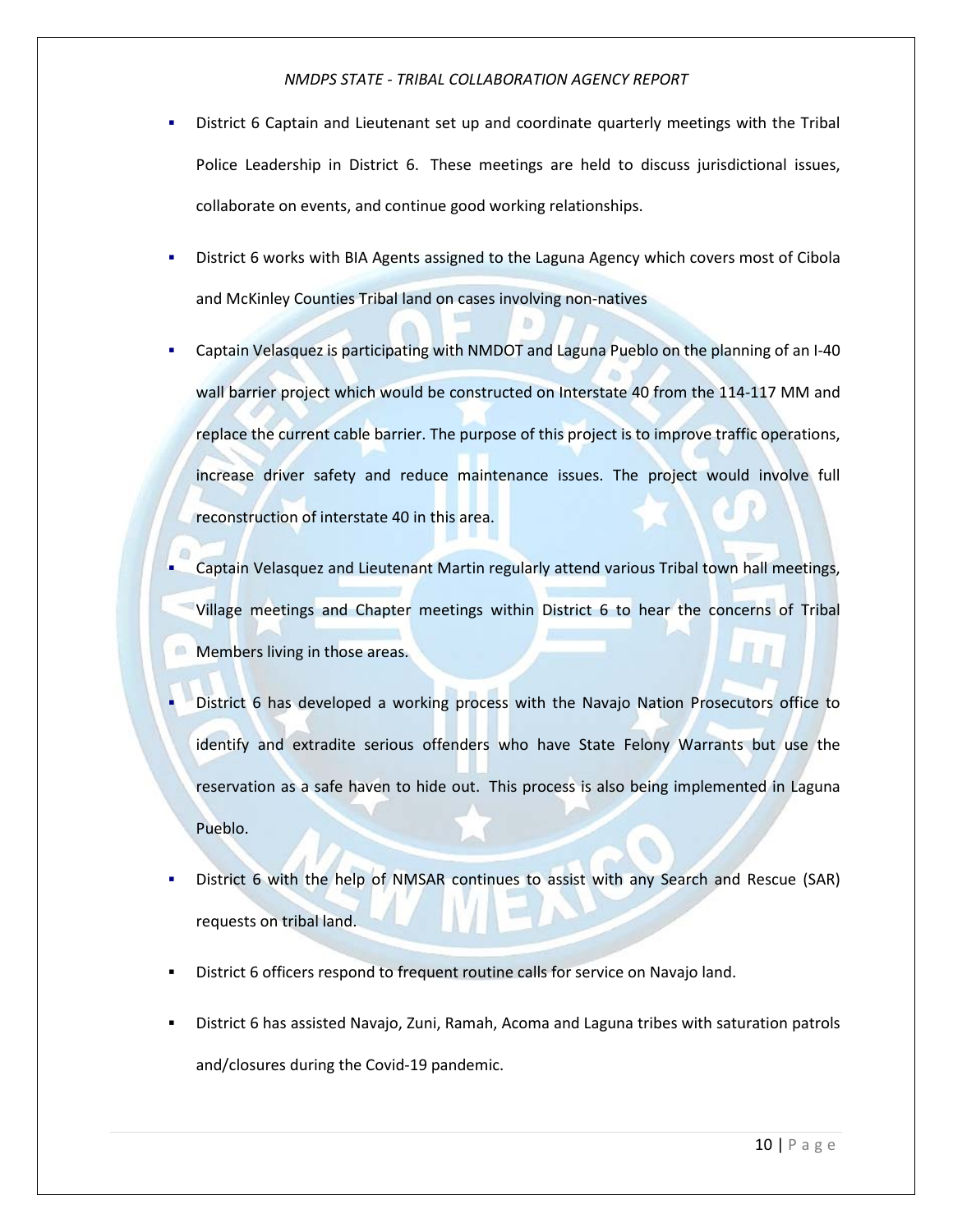- District 6 Captain and Lieutenant set up and coordinate quarterly meetings with the Tribal Police Leadership in District 6. These meetings are held to discuss jurisdictional issues, collaborate on events, and continue good working relationships.
- District 6 works with BIA Agents assigned to the Laguna Agency which covers most of Cibola and McKinley Counties Tribal land on cases involving non-natives
- Captain Velasquez is participating with NMDOT and Laguna Pueblo on the planning of an I-40 wall barrier project which would be constructed on Interstate 40 from the 114-117 MM and replace the current cable barrier. The purpose of this project is to improve traffic operations, increase driver safety and reduce maintenance issues. The project would involve full reconstruction of interstate 40 in this area.
- Captain Velasquez and Lieutenant Martin regularly attend various Tribal town hall meetings, Village meetings and Chapter meetings within District 6 to hear the concerns of Tribal Members living in those areas.
- District 6 has developed a working process with the Navajo Nation Prosecutors office to identify and extradite serious offenders who have State Felony Warrants but use the reservation as a safe haven to hide out. This process is also being implemented in Laguna Pueblo.
- District 6 with the help of NMSAR continues to assist with any Search and Rescue (SAR) requests on tribal land.
- District 6 officers respond to frequent routine calls for service on Navajo land.
- District 6 has assisted Navajo, Zuni, Ramah, Acoma and Laguna tribes with saturation patrols and/closures during the Covid-19 pandemic.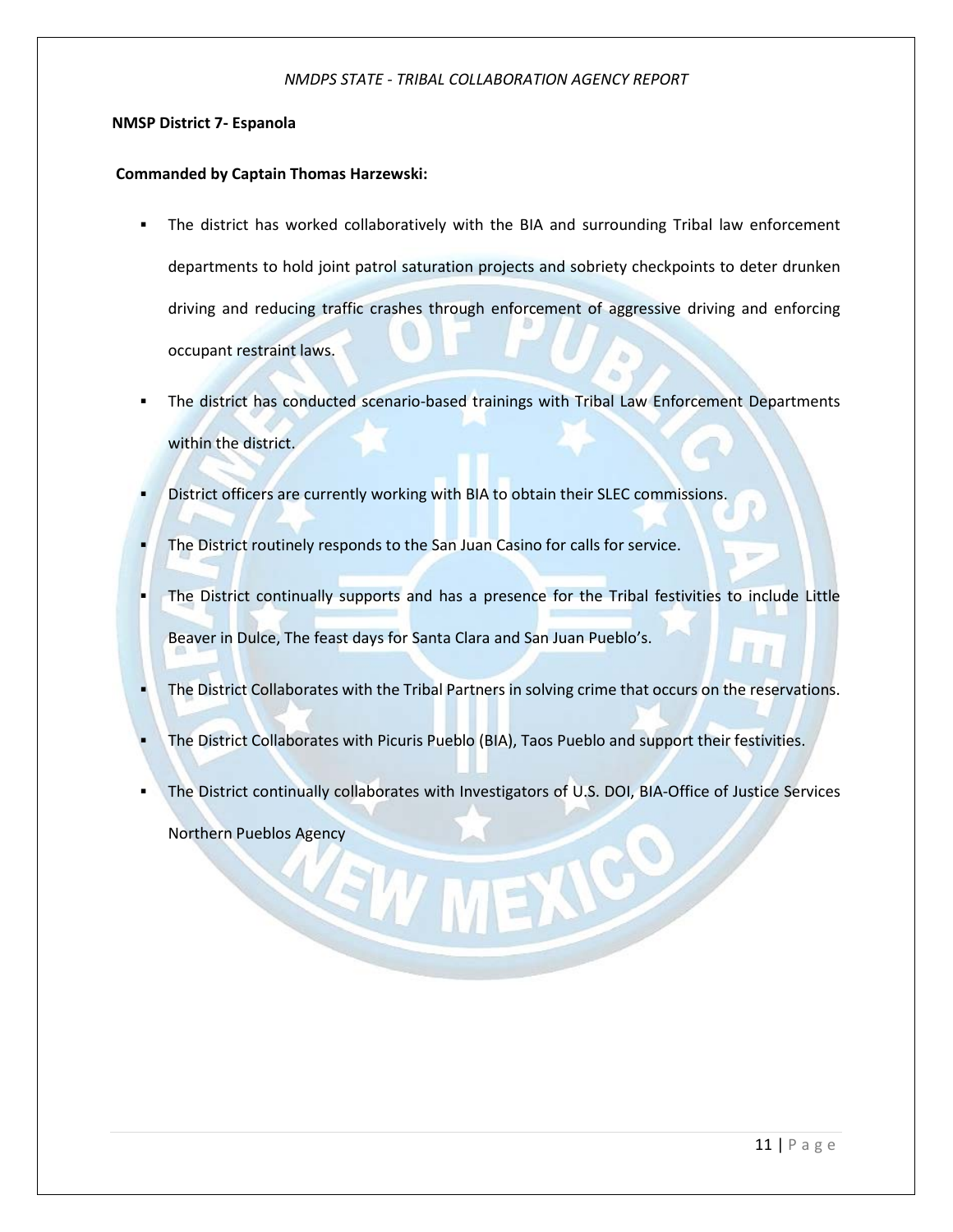**NMSP District 7- Espanola**

**Commanded by Captain Thomas Harzewski:**

- The district has worked collaboratively with the BIA and surrounding Tribal law enforcement departments to hold joint patrol saturation projects and sobriety checkpoints to deter drunken driving and reducing traffic crashes through enforcement of aggressive driving and enforcing occupant restraint laws.
- The district has conducted scenario-based trainings with Tribal Law Enforcement Departments within the district.
- District officers are currently working with BIA to obtain their SLEC commissions.
- The District routinely responds to the San Juan Casino for calls for service.
- The District continually supports and has a presence for the Tribal festivities to include Little Beaver in Dulce, The feast days for Santa Clara and San Juan Pueblo's.
- The District Collaborates with the Tribal Partners in solving crime that occurs on the reservations.
- The District Collaborates with Picuris Pueblo (BIA), Taos Pueblo and support their festivities.
- The District continually collaborates with Investigators of U.S. DOI, BIA-Office of Justice Services Northern Pueblos Agency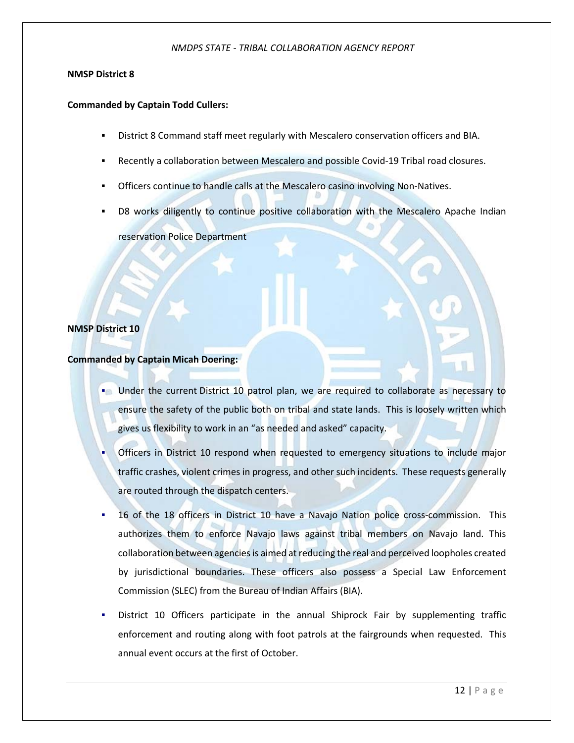**NMSP District 8**

**Commanded by Captain Todd Cullers:**

- District 8 Command staff meet regularly with Mescalero conservation officers and BIA.
- Recently a collaboration between Mescalero and possible Covid-19 Tribal road closures.
- Officers continue to handle calls at the Mescalero casino involving Non-Natives.
- D8 works diligently to continue positive collaboration with the Mescalero Apache Indian reservation Police Department

**NMSP District 10**

**Commanded by Captain Micah Doering:**

- Under the current District 10 patrol plan, we are required to collaborate as necessary to ensure the safety of the public both on tribal and state lands. This is loosely written which gives us flexibility to work in an "as needed and asked" capacity.
- Officers in District 10 respond when requested to emergency situations to include major traffic crashes, violent crimes in progress, and other such incidents. These requests generally are routed through the dispatch centers.
- 16 of the 18 officers in District 10 have a Navajo Nation police cross-commission. This authorizes them to enforce Navajo laws against tribal members on Navajo land. This collaboration between agencies is aimed at reducing the real and perceived loopholes created by jurisdictional boundaries. These officers also possess a Special Law Enforcement Commission (SLEC) from the Bureau of Indian Affairs (BIA).
- District 10 Officers participate in the annual Shiprock Fair by supplementing traffic enforcement and routing along with foot patrols at the fairgrounds when requested. This annual event occurs at the first of October.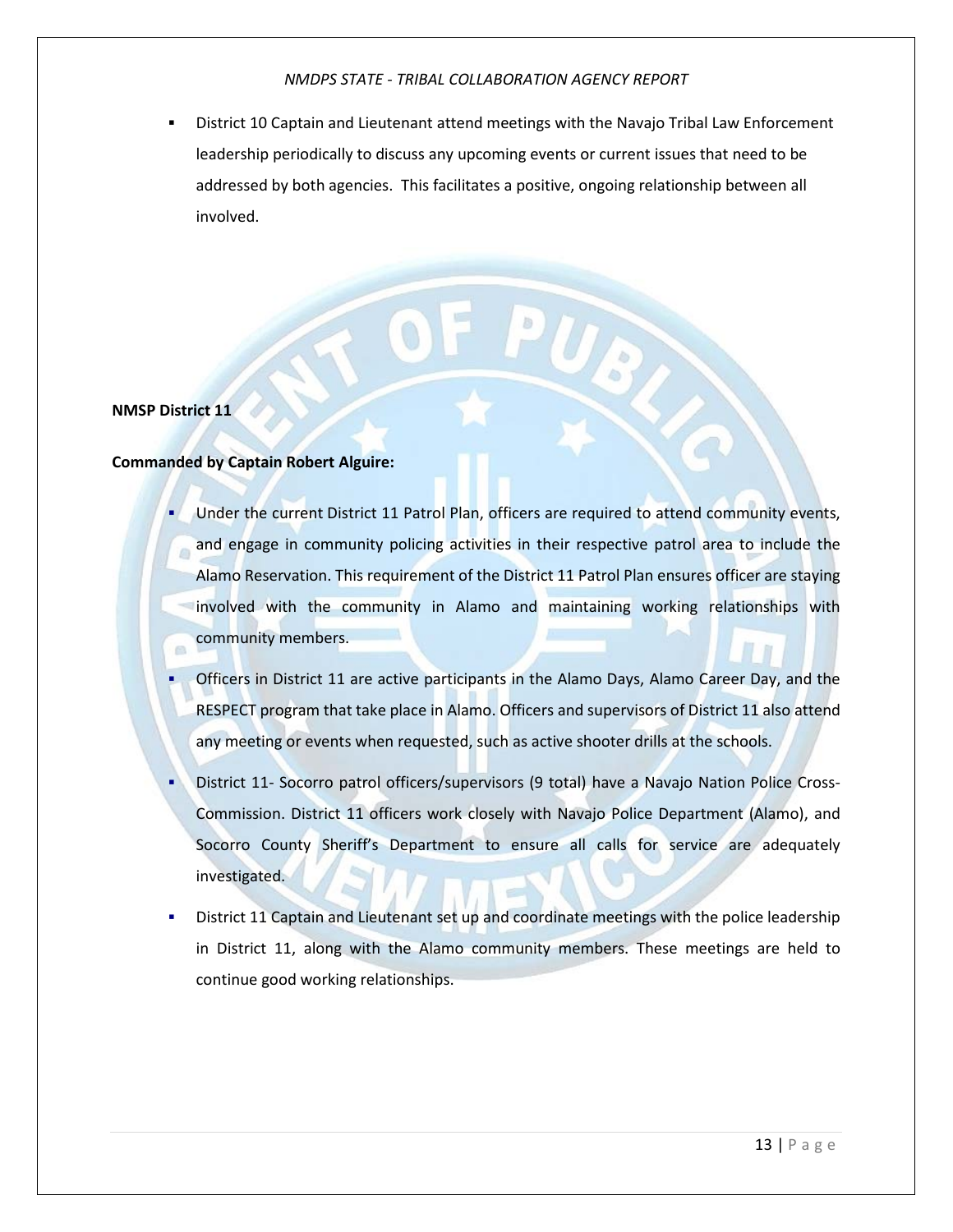- District 10 Captain and Lieutenant attend meetings with the Navajo Tribal Law Enforcement leadership periodically to discuss any upcoming events or current issues that need to be addressed by both agencies. This facilitates a positive, ongoing relationship between all involved.

**NMSP District 11**

**Commanded by Captain Robert Alguire:**

- Under the current District 11 Patrol Plan, officers are required to attend community events, and engage in community policing activities in their respective patrol area to include the Alamo Reservation. This requirement of the District 11 Patrol Plan ensures officer are staying involved with the community in Alamo and maintaining working relationships with community members.
- Officers in District 11 are active participants in the Alamo Days, Alamo Career Day, and the RESPECT program that take place in Alamo. Officers and supervisors of District 11 also attend any meeting or events when requested, such as active shooter drills at the schools.
- District 11- Socorro patrol officers/supervisors (9 total) have a Navajo Nation Police Cross-Commission. District 11 officers work closely with Navajo Police Department (Alamo), and Socorro County Sheriff's Department to ensure all calls for service are adequately investigated.
- District 11 Captain and Lieutenant set up and coordinate meetings with the police leadership in District 11, along with the Alamo community members. These meetings are held to continue good working relationships.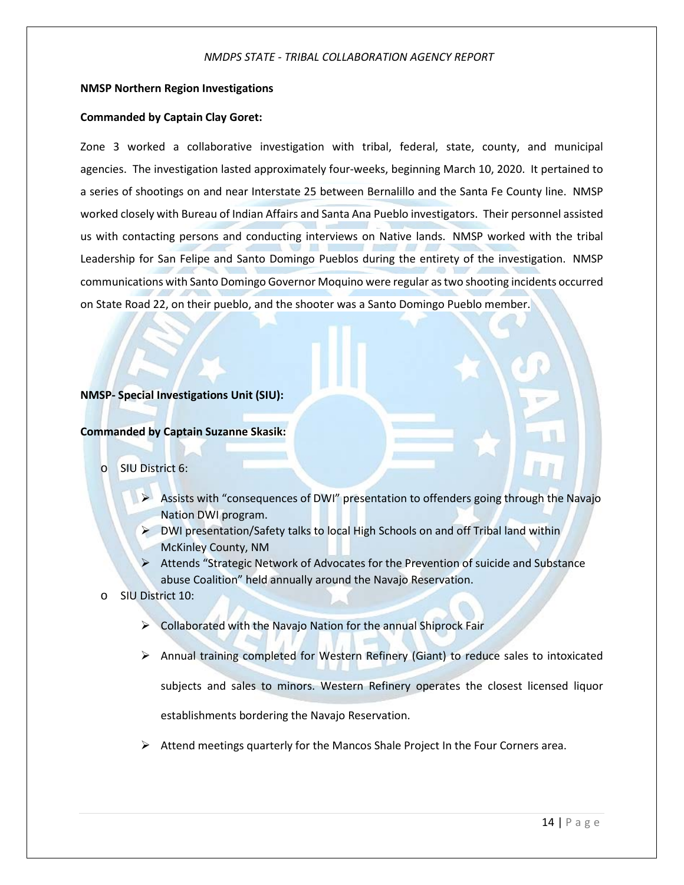**NMSP Northern Region Investigations**

**Commanded by Captain Clay Goret:**

Zone 3 worked a collaborative investigation with tribal, federal, state, county, and municipal agencies. The investigation lasted approximately four-weeks, beginning March 10, 2020. It pertained to a series of shootings on and near Interstate 25 between Bernalillo and the Santa Fe County line. NMSP worked closely with Bureau of Indian Affairs and Santa Ana Pueblo investigators. Their personnel assisted us with contacting persons and conducting interviews on Native lands. NMSP worked with the tribal Leadership for San Felipe and Santo Domingo Pueblos during the entirety of the investigation. NMSP communications with Santo Domingo Governor Moquino were regular as two shooting incidents occurred on State Road 22, on their pueblo, and the shooter was a Santo Domingo Pueblo member.

**NMSP- Special Investigations Unit (SIU):**

**Commanded by Captain Suzanne Skasik:**

- SIU District 6:
  - Assists with "consequences of DWI" presentation to offenders going through the Navajo Nation DWI program.
  - DWI presentation/Safety talks to local High Schools on and off Tribal land within McKinley County, NM
  - Attends "Strategic Network of Advocates for the Prevention of suicide and Substance abuse Coalition" held annually around the Navajo Reservation.
- SIU District 10:
  - Collaborated with the Navajo Nation for the annual Shiprock Fair
  - Annual training completed for Western Refinery (Giant) to reduce sales to intoxicated subjects and sales to minors. Western Refinery operates the closest licensed liquor establishments bordering the Navajo Reservation.
  - Attend meetings quarterly for the Mancos Shale Project In the Four Corners area.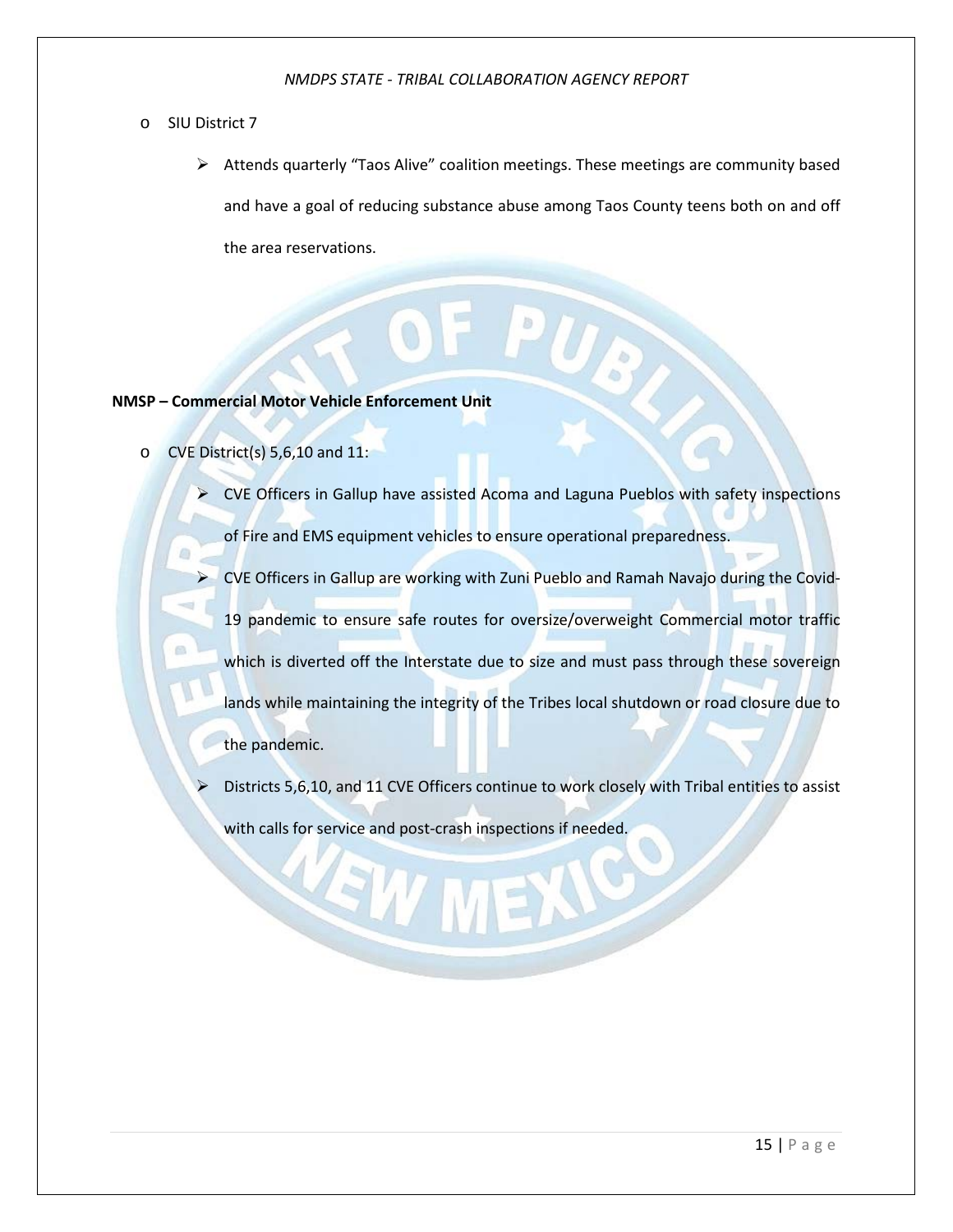- SIU District 7
    - Attends quarterly "Taos Alive" coalition meetings. These meetings are community based and have a goal of reducing substance abuse among Taos County teens both on and off the area reservations.

**NMSP – Commercial Motor Vehicle Enforcement Unit**

- CVE District(s) 5,6,10 and 11:
    - CVE Officers in Gallup have assisted Acoma and Laguna Pueblos with safety inspections of Fire and EMS equipment vehicles to ensure operational preparedness.
    - CVE Officers in Gallup are working with Zuni Pueblo and Ramah Navajo during the Covid-19 pandemic to ensure safe routes for oversize/overweight Commercial motor traffic which is diverted off the Interstate due to size and must pass through these sovereign lands while maintaining the integrity of the Tribes local shutdown or road closure due to the pandemic.
    - Districts 5,6,10, and 11 CVE Officers continue to work closely with Tribal entities to assist with calls for service and post-crash inspections if needed.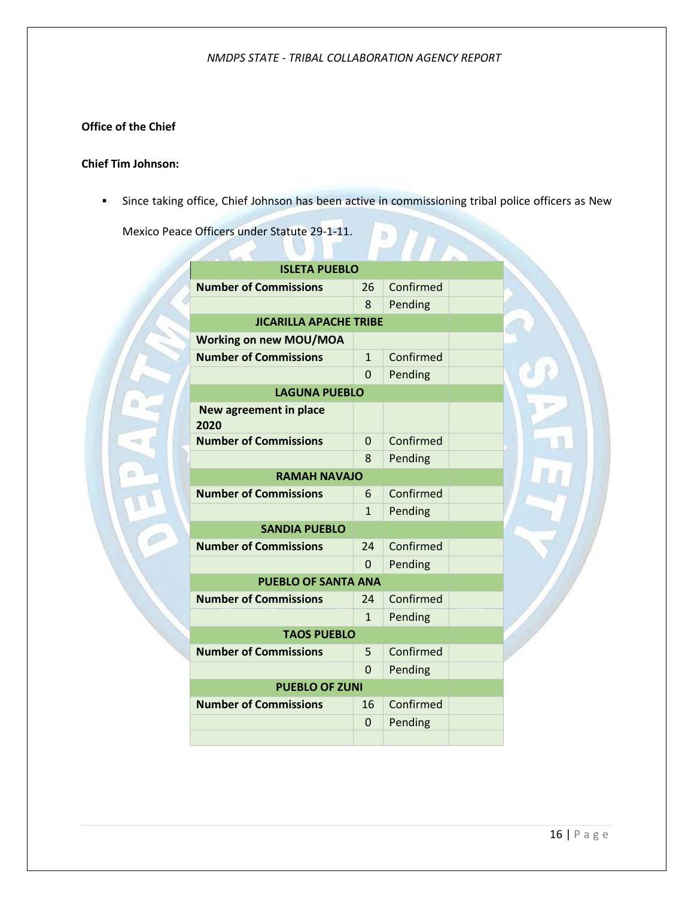**Office of the Chief**

**Chief Tim Johnson:**

- Since taking office, Chief Johnson has been active in commissioning tribal police officers as New Mexico Peace Officers under Statute 29-1-11.

| ISLETA PUEBLO | | | |
|---|---|---|---|
| **Number of Commissions** | 26 | Confirmed | |
| | 8 | Pending | |
| **JICARILLA APACHE TRIBE** | | | |
| **Working on new MOU/MOA** | | | |
| **Number of Commissions** | 1 | Confirmed | |
| | 0 | Pending | |
| **LAGUNA PUEBLO** | | | |
| **New agreement in place 2020** | | | |
| **Number of Commissions** | 0 | Confirmed | |
| | 8 | Pending | |
| **RAMAH NAVAJO** | | | |
| **Number of Commissions** | 6 | Confirmed | |
| | 1 | Pending | |
| **SANDIA PUEBLO** | | | |
| **Number of Commissions** | 24 | Confirmed | |
| | 0 | Pending | |
| **PUEBLO OF SANTA ANA** | | | |
| **Number of Commissions** | 24 | Confirmed | |
| | 1 | Pending | |
| **TAOS PUEBLO** | | | |
| **Number of Commissions** | 5 | Confirmed | |
| | 0 | Pending | |
| **PUEBLO OF ZUNI** | | | |
| **Number of Commissions** | 16 | Confirmed | |
| | 0 | Pending | |
| | | | |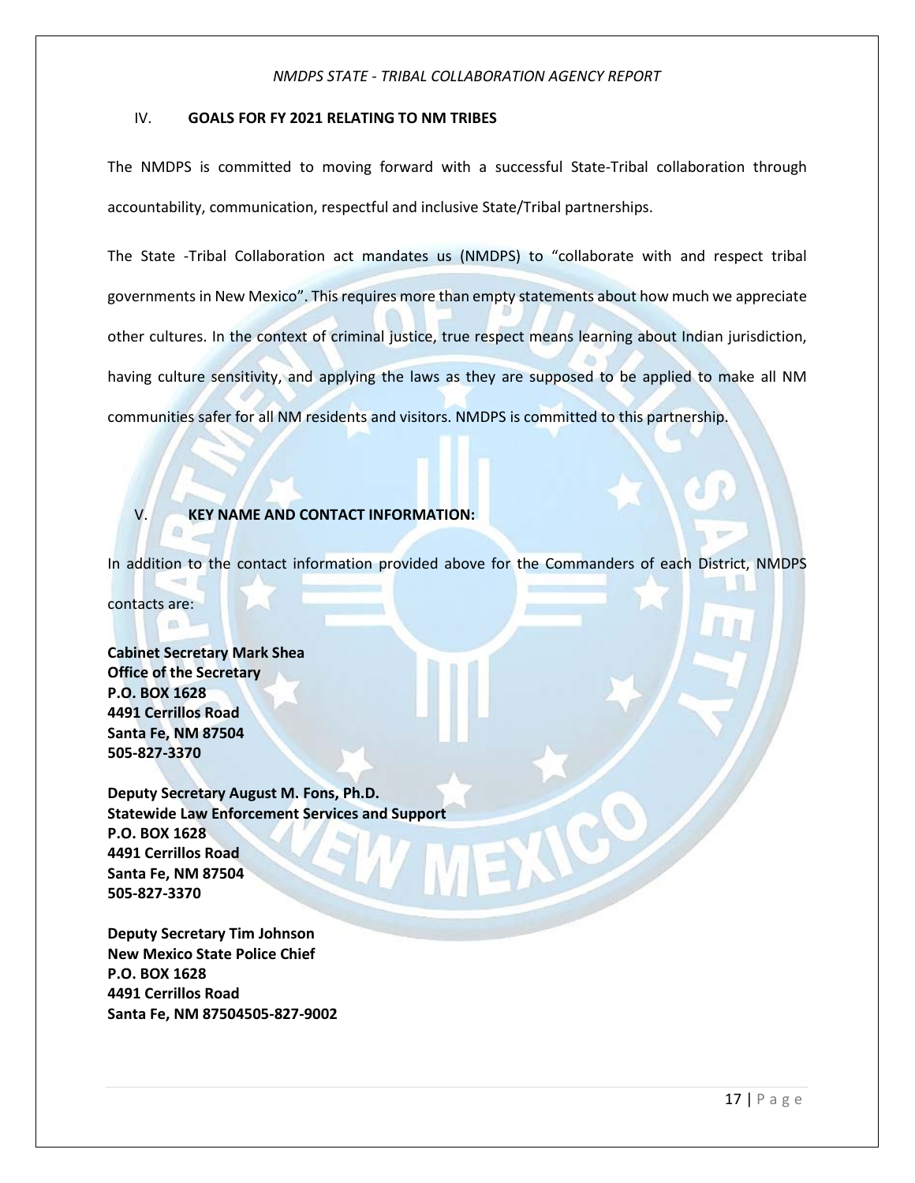## IV. GOALS FOR FY 2021 RELATING TO NM TRIBES

The NMDPS is committed to moving forward with a successful State-Tribal collaboration through accountability, communication, respectful and inclusive State/Tribal partnerships.

The State -Tribal Collaboration act mandates us (NMDPS) to "collaborate with and respect tribal governments in New Mexico". This requires more than empty statements about how much we appreciate other cultures. In the context of criminal justice, true respect means learning about Indian jurisdiction, having culture sensitivity, and applying the laws as they are supposed to be applied to make all NM communities safer for all NM residents and visitors. NMDPS is committed to this partnership.

## V. KEY NAME AND CONTACT INFORMATION:

In addition to the contact information provided above for the Commanders of each District, NMDPS contacts are:

**Cabinet Secretary Mark Shea**
**Office of the Secretary**
**P.O. BOX 1628**
**4491 Cerrillos Road**
**Santa Fe, NM 87504**
**505-827-3370**

**Deputy Secretary August M. Fons, Ph.D.**
**Statewide Law Enforcement Services and Support**
**P.O. BOX 1628**
**4491 Cerrillos Road**
**Santa Fe, NM 87504**
**505-827-3370**

**Deputy Secretary Tim Johnson**
**New Mexico State Police Chief**
**P.O. BOX 1628**
**4491 Cerrillos Road**
**Santa Fe, NM 87504505-827-9002**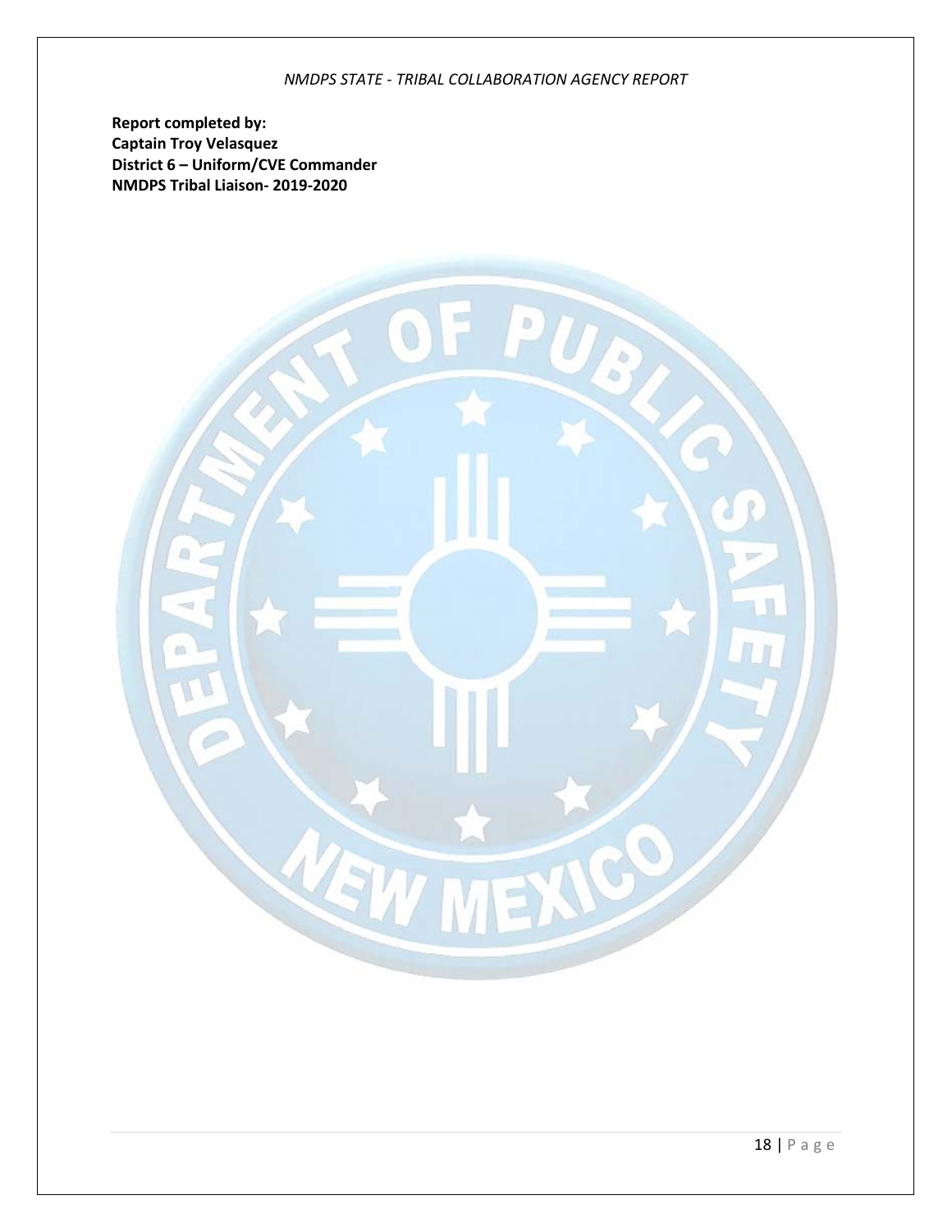**Report completed by:**
**Captain Troy Velasquez**
**District 6 – Uniform/CVE Commander**
**NMDPS Tribal Liaison- 2019-2020**